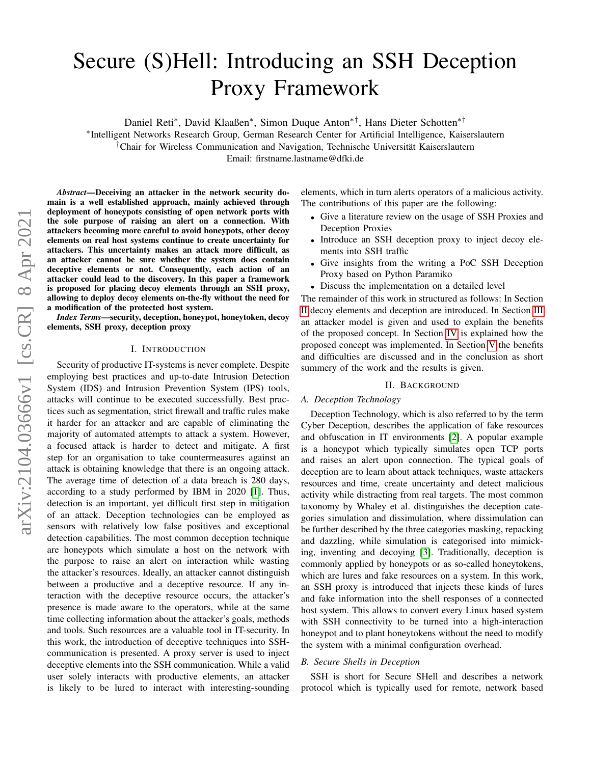# Secure (S)Hell: Introducing an SSH Deception Proxy Framework

Daniel Reti*, David Klaaßen*, Simon Duque Anton*†, Hans Dieter Schotten*†

*Intelligent Networks Research Group, German Research Center for Artificial Intelligence, Kaiserslautern

†Chair for Wireless Communication and Navigation, Technische Universität Kaiserslautern

Email: firstname.lastname@dfki.de

***Abstract*—Deceiving an attacker in the network security domain is a well established approach, mainly achieved through deployment of honeypots consisting of open network ports with the sole purpose of raising an alert on a connection. With attackers becoming more careful to avoid honeypots, other decoy elements on real host systems continue to create uncertainty for attackers. This uncertainty makes an attack more difficult, as an attacker cannot be sure whether the system does contain deceptive elements or not. Consequently, each action of an attacker could lead to the discovery. In this paper a framework is proposed for placing decoy elements through an SSH proxy, allowing to deploy decoy elements on-the-fly without the need for a modification of the protected host system.**

***Index Terms*—security, deception, honeypot, honeytoken, decoy elements, SSH proxy, deception proxy**

## I. Introduction

Security of productive IT-systems is never complete. Despite employing best practices and up-to-date Intrusion Detection System (IDS) and Intrusion Prevention System (IPS) tools, attacks will continue to be executed successfully. Best practices such as segmentation, strict firewall and traffic rules make it harder for an attacker and are capable of eliminating the majority of automated attempts to attack a system. However, a focused attack is harder to detect and mitigate. A first step for an organisation to take countermeasures against an attack is obtaining knowledge that there is an ongoing attack. The average time of detection of a data breach is 280 days, according to a study performed by IBM in 2020 [1]. Thus, detection is an important, yet difficult first step in mitigation of an attack. Deception technologies can be employed as sensors with relatively low false positives and exceptional detection capabilities. The most common deception technique are honeypots which simulate a host on the network with the purpose to raise an alert on interaction while wasting the attacker's resources. Ideally, an attacker cannot distinguish between a productive and a deceptive resource. If any interaction with the deceptive resource occurs, the attacker's presence is made aware to the operators, while at the same time collecting information about the attacker's goals, methods and tools. Such resources are a valuable tool in IT-security. In this work, the introduction of deceptive techniques into SSH-communication is presented. A proxy server is used to inject deceptive elements into the SSH communication. While a valid user solely interacts with productive elements, an attacker is likely to be lured to interact with interesting-sounding elements, which in turn alerts operators of a malicious activity. The contributions of this paper are the following:

- Give a literature review on the usage of SSH Proxies and Deception Proxies
- Introduce an SSH deception proxy to inject decoy elements into SSH traffic
- Give insights from the writing a PoC SSH Deception Proxy based on Python Paramiko
- Discuss the implementation on a detailed level

The remainder of this work in structured as follows: In Section II decoy elements and deception are introduced. In Section III an attacker model is given and used to explain the benefits of the proposed concept. In Section IV is explained how the proposed concept was implemented. In Section V the benefits and difficulties are discussed and in the conclusion as short summery of the work and the results is given.

## II. Background

### A. Deception Technology

Deception Technology, which is also referred to by the term Cyber Deception, describes the application of fake resources and obfuscation in IT environments [2]. A popular example is a honeypot which typically simulates open TCP ports and raises an alert upon connection. The typical goals of deception are to learn about attack techniques, waste attackers resources and time, create uncertainty and detect malicious activity while distracting from real targets. The most common taxonomy by Whaley et al. distinguishes the deception categories simulation and dissimulation, where dissimulation can be further described by the three categories masking, repacking and dazzling, while simulation is categorised into mimicking, inventing and decoying [3]. Traditionally, deception is commonly applied by honeypots or as so-called honeytokens, which are lures and fake resources on a system. In this work, an SSH proxy is introduced that injects these kinds of lures and fake information into the shell responses of a connected host system. This allows to convert every Linux based system with SSH connectivity to be turned into a high-interaction honeypot and to plant honeytokens without the need to modify the system with a minimal configuration overhead.

### B. Secure Shells in Deception

SSH is short for Secure SHell and describes a network protocol which is typically used for remote, network based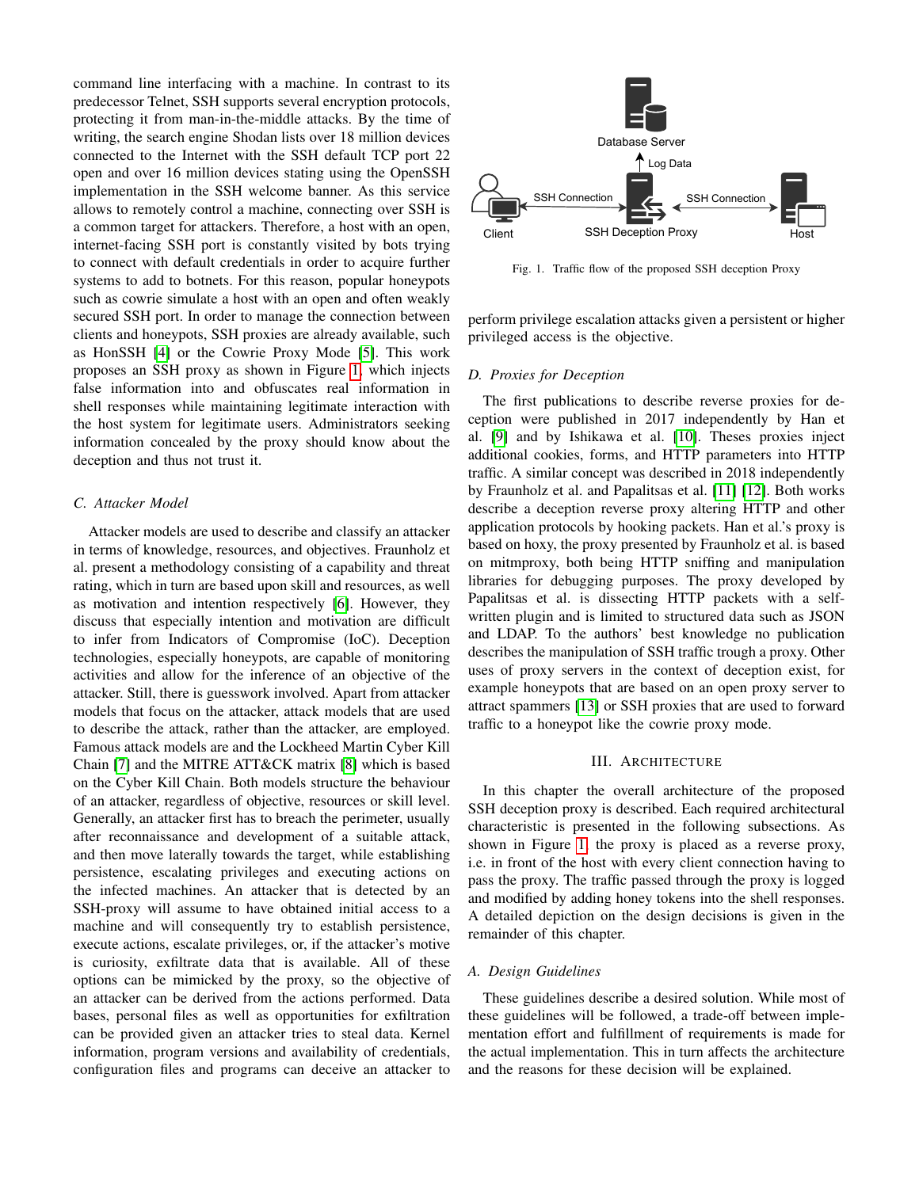command line interfacing with a machine. In contrast to its predecessor Telnet, SSH supports several encryption protocols, protecting it from man-in-the-middle attacks. By the time of writing, the search engine Shodan lists over 18 million devices connected to the Internet with the SSH default TCP port 22 open and over 16 million devices stating using the OpenSSH implementation in the SSH welcome banner. As this service allows to remotely control a machine, connecting over SSH is a common target for attackers. Therefore, a host with an open, internet-facing SSH port is constantly visited by bots trying to connect with default credentials in order to acquire further systems to add to botnets. For this reason, popular honeypots such as cowrie simulate a host with an open and often weakly secured SSH port. In order to manage the connection between clients and honeypots, SSH proxies are already available, such as HonSSH [4] or the Cowrie Proxy Mode [5]. This work proposes an SSH proxy as shown in Figure 1, which injects false information into and obfuscates real information in shell responses while maintaining legitimate interaction with the host system for legitimate users. Administrators seeking information concealed by the proxy should know about the deception and thus not trust it.

### C. Attacker Model

Attacker models are used to describe and classify an attacker in terms of knowledge, resources, and objectives. Fraunholz et al. present a methodology consisting of a capability and threat rating, which in turn are based upon skill and resources, as well as motivation and intention respectively [6]. However, they discuss that especially intention and motivation are difficult to infer from Indicators of Compromise (IoC). Deception technologies, especially honeypots, are capable of monitoring activities and allow for the inference of an objective of the attacker. Still, there is guesswork involved. Apart from attacker models that focus on the attacker, attack models that are used to describe the attack, rather than the attacker, are employed. Famous attack models are and the Lockheed Martin Cyber Kill Chain [7] and the MITRE ATT&CK matrix [8] which is based on the Cyber Kill Chain. Both models structure the behaviour of an attacker, regardless of objective, resources or skill level. Generally, an attacker first has to breach the perimeter, usually after reconnaissance and development of a suitable attack, and then move laterally towards the target, while establishing persistence, escalating privileges and executing actions on the infected machines. An attacker that is detected by an SSH-proxy will assume to have obtained initial access to a machine and will consequently try to establish persistence, execute actions, escalate privileges, or, if the attacker's motive is curiosity, exfiltrate data that is available. All of these options can be mimicked by the proxy, so the objective of an attacker can be derived from the actions performed. Data bases, personal files as well as opportunities for exfiltration can be provided given an attacker tries to steal data. Kernel information, program versions and availability of credentials, configuration files and programs can deceive an attacker to perform privilege escalation attacks given a persistent or higher privileged access is the objective.

Fig. 1. Traffic flow of the proposed SSH deception Proxy

### D. Proxies for Deception

The first publications to describe reverse proxies for deception were published in 2017 independently by Han et al. [9] and by Ishikawa et al. [10]. Theses proxies inject additional cookies, forms, and HTTP parameters into HTTP traffic. A similar concept was described in 2018 independently by Fraunholz et al. and Papalitsas et al. [11] [12]. Both works describe a deception reverse proxy altering HTTP and other application protocols by hooking packets. Han et al.'s proxy is based on hoxy, the proxy presented by Fraunholz et al. is based on mitmproxy, both being HTTP sniffing and manipulation libraries for debugging purposes. The proxy developed by Papalitsas et al. is dissecting HTTP packets with a self-written plugin and is limited to structured data such as JSON and LDAP. To the authors' best knowledge no publication describes the manipulation of SSH traffic trough a proxy. Other uses of proxy servers in the context of deception exist, for example honeypots that are based on an open proxy server to attract spammers [13] or SSH proxies that are used to forward traffic to a honeypot like the cowrie proxy mode.

## III. Architecture

In this chapter the overall architecture of the proposed SSH deception proxy is described. Each required architectural characteristic is presented in the following subsections. As shown in Figure 1, the proxy is placed as a reverse proxy, i.e. in front of the host with every client connection having to pass the proxy. The traffic passed through the proxy is logged and modified by adding honey tokens into the shell responses. A detailed depiction on the design decisions is given in the remainder of this chapter.

### A. Design Guidelines

These guidelines describe a desired solution. While most of these guidelines will be followed, a trade-off between implementation effort and fulfillment of requirements is made for the actual implementation. This in turn affects the architecture and the reasons for these decision will be explained.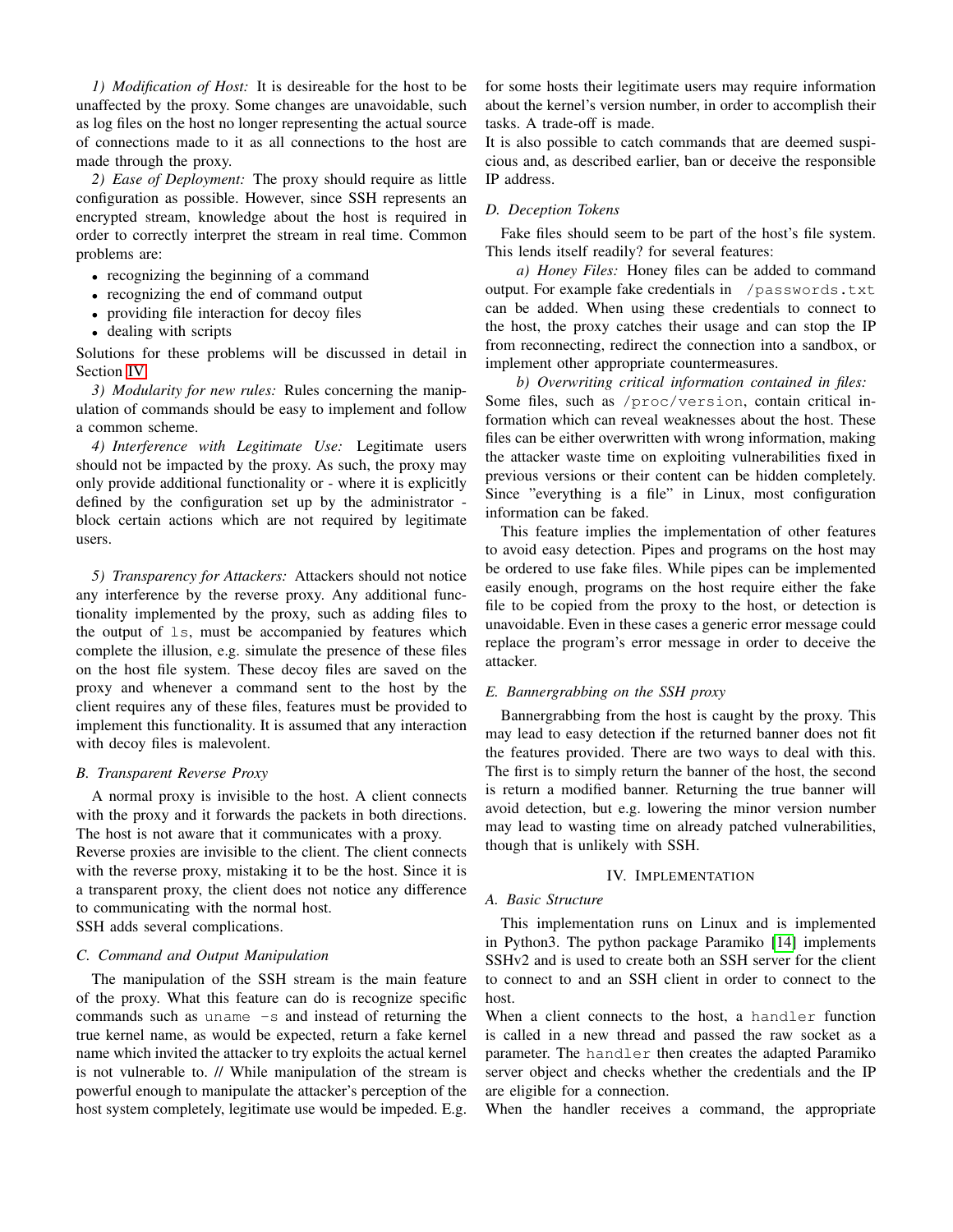*1) Modification of Host:* It is desireable for the host to be unaffected by the proxy. Some changes are unavoidable, such as log files on the host no longer representing the actual source of connections made to it as all connections to the host are made through the proxy.

*2) Ease of Deployment:* The proxy should require as little configuration as possible. However, since SSH represents an encrypted stream, knowledge about the host is required in order to correctly interpret the stream in real time. Common problems are:

- recognizing the beginning of a command
- recognizing the end of command output
- providing file interaction for decoy files
- dealing with scripts

Solutions for these problems will be discussed in detail in Section IV.

*3) Modularity for new rules:* Rules concerning the manipulation of commands should be easy to implement and follow a common scheme.

*4) Interference with Legitimate Use:* Legitimate users should not be impacted by the proxy. As such, the proxy may only provide additional functionality or - where it is explicitly defined by the configuration set up by the administrator - block certain actions which are not required by legitimate users.

*5) Transparency for Attackers:* Attackers should not notice any interference by the reverse proxy. Any additional functionality implemented by the proxy, such as adding files to the output of `ls`, must be accompanied by features which complete the illusion, e.g. simulate the presence of these files on the host file system. These decoy files are saved on the proxy and whenever a command sent to the host by the client requires any of these files, features must be provided to implement this functionality. It is assumed that any interaction with decoy files is malevolent.

### B. Transparent Reverse Proxy

A normal proxy is invisible to the host. A client connects with the proxy and it forwards the packets in both directions. The host is not aware that it communicates with a proxy.
Reverse proxies are invisible to the client. The client connects with the reverse proxy, mistaking it to be the host. Since it is a transparent proxy, the client does not notice any difference to communicating with the normal host.
SSH adds several complications.

### C. Command and Output Manipulation

The manipulation of the SSH stream is the main feature of the proxy. What this feature can do is recognize specific commands such as `uname -s` and instead of returning the true kernel name, as would be expected, return a fake kernel name which invited the attacker to try exploits the actual kernel is not vulnerable to. // While manipulation of the stream is powerful enough to manipulate the attacker's perception of the host system completely, legitimate use would be impeded. E.g. for some hosts their legitimate users may require information about the kernel's version number, in order to accomplish their tasks. A trade-off is made.
It is also possible to catch commands that are deemed suspicious and, as described earlier, ban or deceive the responsible IP address.

### D. Deception Tokens

Fake files should seem to be part of the host's file system. This lends itself readily? for several features:

*a) Honey Files:* Honey files can be added to command output. For example fake credentials in `/passwords.txt` can be added. When using these credentials to connect to the host, the proxy catches their usage and can stop the IP from reconnecting, redirect the connection into a sandbox, or implement other appropriate countermeasures.

*b) Overwriting critical information contained in files:* Some files, such as `/proc/version`, contain critical information which can reveal weaknesses about the host. These files can be either overwritten with wrong information, making the attacker waste time on exploiting vulnerabilities fixed in previous versions or their content can be hidden completely. Since "everything is a file" in Linux, most configuration information can be faked.

This feature implies the implementation of other features to avoid easy detection. Pipes and programs on the host may be ordered to use fake files. While pipes can be implemented easily enough, programs on the host require either the fake file to be copied from the proxy to the host, or detection is unavoidable. Even in these cases a generic error message could replace the program's error message in order to deceive the attacker.

### E. Bannergrabbing on the SSH proxy

Bannergrabbing from the host is caught by the proxy. This may lead to easy detection if the returned banner does not fit the features provided. There are two ways to deal with this. The first is to simply return the banner of the host, the second is return a modified banner. Returning the true banner will avoid detection, but e.g. lowering the minor version number may lead to wasting time on already patched vulnerabilities, though that is unlikely with SSH.

## IV. Implementation

### A. Basic Structure

This implementation runs on Linux and is implemented in Python3. The python package Paramiko [14] implements SSHv2 and is used to create both an SSH server for the client to connect to and an SSH client in order to connect to the host.
When a client connects to the host, a `handler` function is called in a new thread and passed the raw socket as a parameter. The `handler` then creates the adapted Paramiko server object and checks whether the credentials and the IP are eligible for a connection.
When the handler receives a command, the appropriate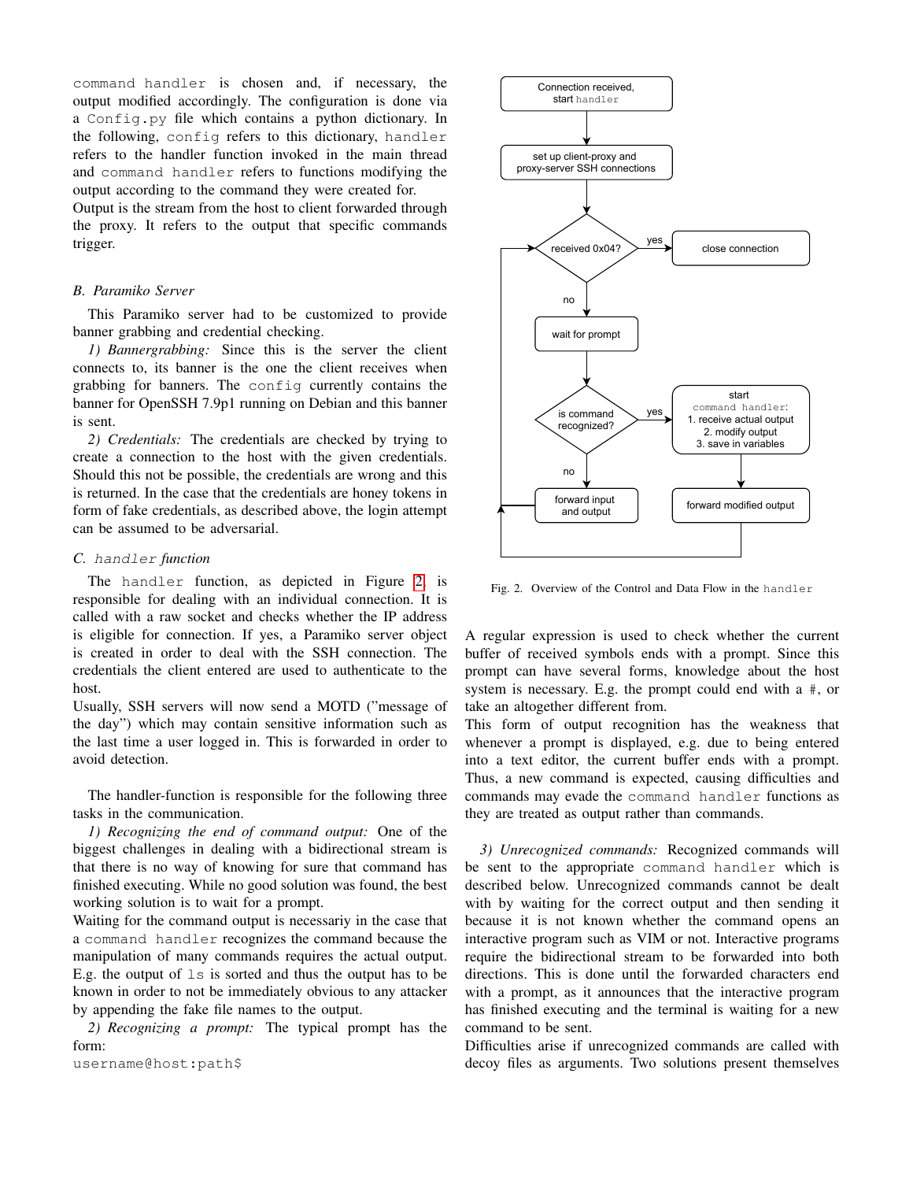command handler is chosen and, if necessary, the output modified accordingly. The configuration is done via a Config.py file which contains a python dictionary. In the following, config refers to this dictionary, handler refers to the handler function invoked in the main thread and command handler refers to functions modifying the output according to the command they were created for.
Output is the stream from the host to client forwarded through the proxy. It refers to the output that specific commands trigger.

### B. Paramiko Server

This Paramiko server had to be customized to provide banner grabbing and credential checking.

*1) Bannergrabbing:* Since this is the server the client connects to, its banner is the one the client receives when grabbing for banners. The config currently contains the banner for OpenSSH 7.9p1 running on Debian and this banner is sent.

*2) Credentials:* The credentials are checked by trying to create a connection to the host with the given credentials. Should this not be possible, the credentials are wrong and this is returned. In the case that the credentials are honey tokens in form of fake credentials, as described above, the login attempt can be assumed to be adversarial.

### C. handler *function*

The handler function, as depicted in Figure 2, is responsible for dealing with an individual connection. It is called with a raw socket and checks whether the IP address is eligible for connection. If yes, a Paramiko server object is created in order to deal with the SSH connection. The credentials the client entered are used to authenticate to the host.
Usually, SSH servers will now send a MOTD ("message of the day") which may contain sensitive information such as the last time a user logged in. This is forwarded in order to avoid detection.

The handler-function is responsible for the following three tasks in the communication.

*1) Recognizing the end of command output:* One of the biggest challenges in dealing with a bidirectional stream is that there is no way of knowing for sure that command has finished executing. While no good solution was found, the best working solution is to wait for a prompt.
Waiting for the command output is necessariy in the case that a command handler recognizes the command because the manipulation of many commands requires the actual output. E.g. the output of ls is sorted and thus the output has to be known in order to not be immediately obvious to any attacker by appending the fake file names to the output.

*2) Recognizing a prompt:* The typical prompt has the form:
username@host:path$

Fig. 2. Overview of the Control and Data Flow in the handler

A regular expression is used to check whether the current buffer of received symbols ends with a prompt. Since this prompt can have several forms, knowledge about the host system is necessary. E.g. the prompt could end with a #, or take an altogether different from.
This form of output recognition has the weakness that whenever a prompt is displayed, e.g. due to being entered into a text editor, the current buffer ends with a prompt. Thus, a new command is expected, causing difficulties and commands may evade the command handler functions as they are treated as output rather than commands.

*3) Unrecognized commands:* Recognized commands will be sent to the appropriate command handler which is described below. Unrecognized commands cannot be dealt with by waiting for the correct output and then sending it because it is not known whether the command opens an interactive program such as VIM or not. Interactive programs require the bidirectional stream to be forwarded into both directions. This is done until the forwarded characters end with a prompt, as it announces that the interactive program has finished executing and the terminal is waiting for a new command to be sent.
Difficulties arise if unrecognized commands are called with decoy files as arguments. Two solutions present themselves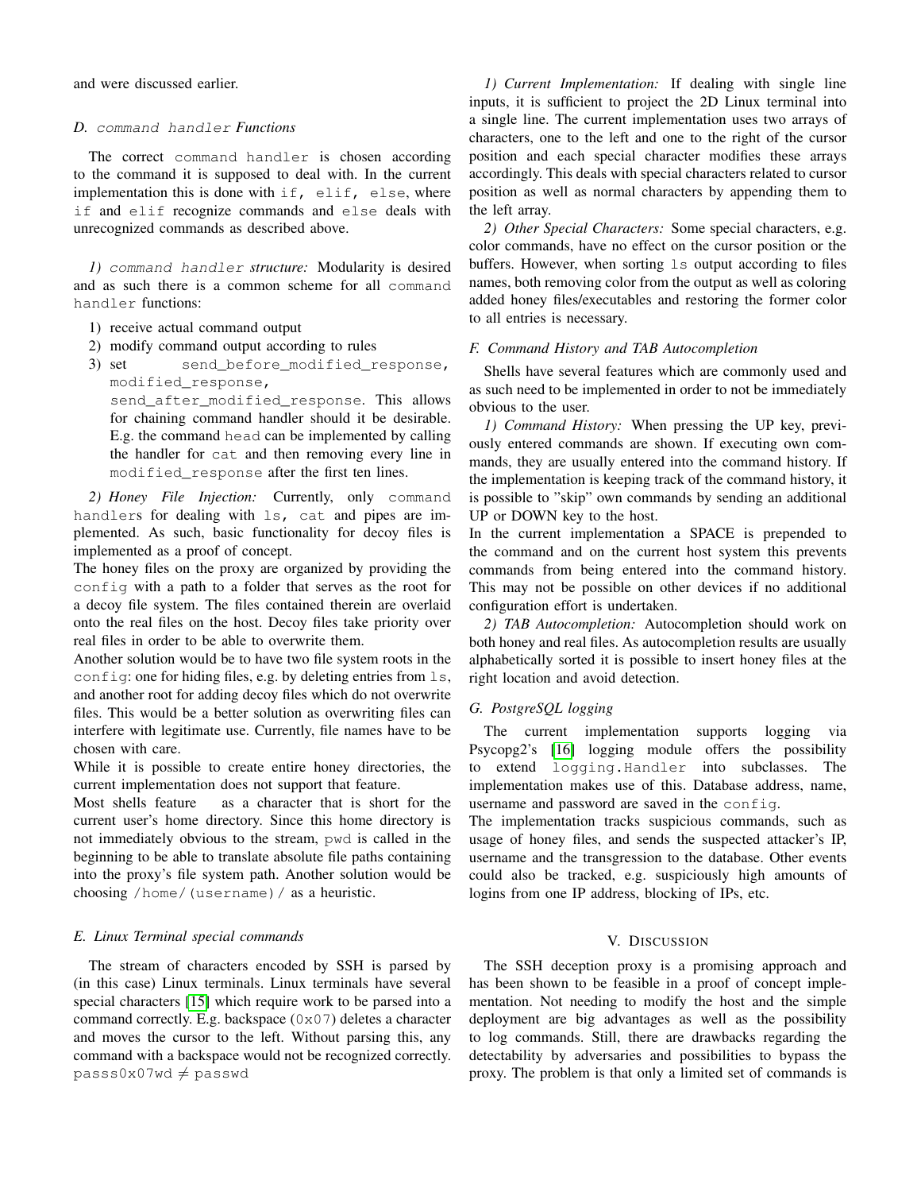and were discussed earlier.

### D. `command handler` Functions

The correct `command handler` is chosen according to the command it is supposed to deal with. In the current implementation this is done with `if, elif, else`, where `if` and `elif` recognize commands and `else` deals with unrecognized commands as described above.

*1) `command handler` structure:* Modularity is desired and as such there is a common scheme for all `command handler` functions:

1) receive actual command output
2) modify command output according to rules
3) set `send_before_modified_response`, `modified_response`, `send_after_modified_response`. This allows for chaining command handler should it be desirable. E.g. the command `head` can be implemented by calling the handler for `cat` and then removing every line in `modified_response` after the first ten lines.

*2) Honey File Injection:* Currently, only `command handlers` for dealing with `ls`, `cat` and pipes are implemented. As such, basic functionality for decoy files is implemented as a proof of concept.

The honey files on the proxy are organized by providing the `config` with a path to a folder that serves as the root for a decoy file system. The files contained therein are overlaid onto the real files on the host. Decoy files take priority over real files in order to be able to overwrite them.

Another solution would be to have two file system roots in the `config`: one for hiding files, e.g. by deleting entries from `ls`, and another root for adding decoy files which do not overwrite files. This would be a better solution as overwriting files can interfere with legitimate use. Currently, file names have to be chosen with care.

While it is possible to create entire honey directories, the current implementation does not support that feature.

Most shells feature as a character that is short for the current user's home directory. Since this home directory is not immediately obvious to the stream, `pwd` is called in the beginning to be able to translate absolute file paths containing into the proxy's file system path. Another solution would be choosing `/home/(username)/` as a heuristic.

### E. Linux Terminal special commands

The stream of characters encoded by SSH is parsed by (in this case) Linux terminals. Linux terminals have several special characters [15] which require work to be parsed into a command correctly. E.g. backspace (`0x07`) deletes a character and moves the cursor to the left. Without parsing this, any command with a backspace would not be recognized correctly. `passs0x07wd` $\neq$ `passwd`

*1) Current Implementation:* If dealing with single line inputs, it is sufficient to project the 2D Linux terminal into a single line. The current implementation uses two arrays of characters, one to the left and one to the right of the cursor position and each special character modifies these arrays accordingly. This deals with special characters related to cursor position as well as normal characters by appending them to the left array.

*2) Other Special Characters:* Some special characters, e.g. color commands, have no effect on the cursor position or the buffers. However, when sorting `ls` output according to files names, both removing color from the output as well as coloring added honey files/executables and restoring the former color to all entries is necessary.

### F. Command History and TAB Autocompletion

Shells have several features which are commonly used and as such need to be implemented in order to not be immediately obvious to the user.

*1) Command History:* When pressing the UP key, previously entered commands are shown. If executing own commands, they are usually entered into the command history. If the implementation is keeping track of the command history, it is possible to "skip" own commands by sending an additional UP or DOWN key to the host.

In the current implementation a SPACE is prepended to the command and on the current host system this prevents commands from being entered into the command history. This may not be possible on other devices if no additional configuration effort is undertaken.

*2) TAB Autocompletion:* Autocompletion should work on both honey and real files. As autocompletion results are usually alphabetically sorted it is possible to insert honey files at the right location and avoid detection.

### G. PostgreSQL logging

The current implementation supports logging via Psycopg2's [16] logging module offers the possibility to extend `logging.Handler` into subclasses. The implementation makes use of this. Database address, name, username and password are saved in the `config`.

The implementation tracks suspicious commands, such as usage of honey files, and sends the suspected attacker's IP, username and the transgression to the database. Other events could also be tracked, e.g. suspiciously high amounts of logins from one IP address, blocking of IPs, etc.

## V. Discussion

The SSH deception proxy is a promising approach and has been shown to be feasible in a proof of concept implementation. Not needing to modify the host and the simple deployment are big advantages as well as the possibility to log commands. Still, there are drawbacks regarding the detectability by adversaries and possibilities to bypass the proxy. The problem is that only a limited set of commands is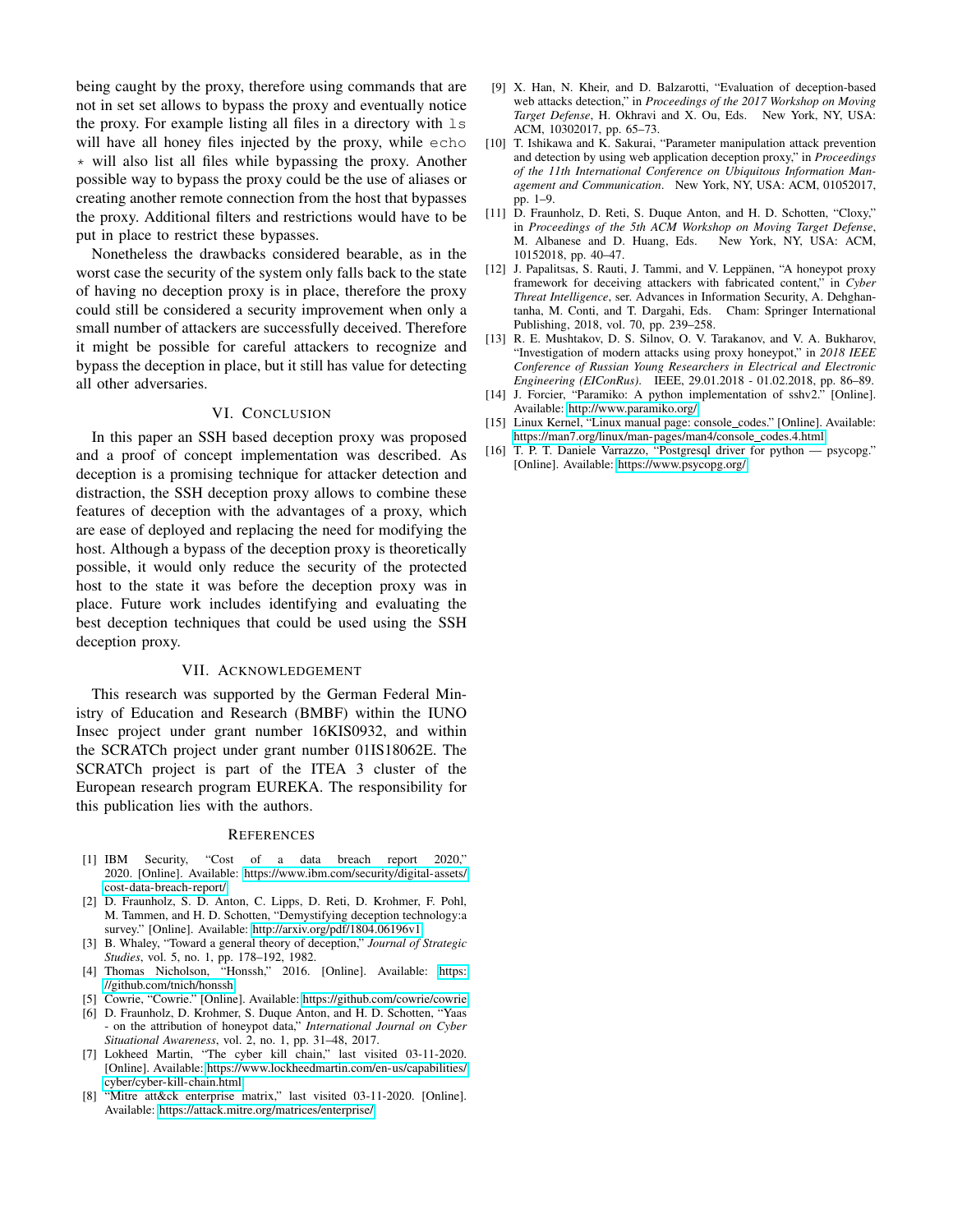being caught by the proxy, therefore using commands that are not in set set allows to bypass the proxy and eventually notice the proxy. For example listing all files in a directory with `ls` will have all honey files injected by the proxy, while `echo *` will also list all files while bypassing the proxy. Another possible way to bypass the proxy could be the use of aliases or creating another remote connection from the host that bypasses the proxy. Additional filters and restrictions would have to be put in place to restrict these bypasses.

Nonetheless the drawbacks considered bearable, as in the worst case the security of the system only falls back to the state of having no deception proxy is in place, therefore the proxy could still be considered a security improvement when only a small number of attackers are successfully deceived. Therefore it might be possible for careful attackers to recognize and bypass the deception in place, but it still has value for detecting all other adversaries.

## VI. Conclusion

In this paper an SSH based deception proxy was proposed and a proof of concept implementation was described. As deception is a promising technique for attacker detection and distraction, the SSH deception proxy allows to combine these features of deception with the advantages of a proxy, which are ease of deployed and replacing the need for modifying the host. Although a bypass of the deception proxy is theoretically possible, it would only reduce the security of the protected host to the state it was before the deception proxy was in place. Future work includes identifying and evaluating the best deception techniques that could be used using the SSH deception proxy.

## VII. Acknowledgement

This research was supported by the German Federal Ministry of Education and Research (BMBF) within the IUNO Insec project under grant number 16KIS0932, and within the SCRATCh project under grant number 01IS18062E. The SCRATCh project is part of the ITEA 3 cluster of the European research program EUREKA. The responsibility for this publication lies with the authors.

## References

[1] IBM Security, "Cost of a data breach report 2020," 2020. [Online]. Available: https://www.ibm.com/security/digital-assets/cost-data-breach-report/

[2] D. Fraunholz, S. D. Anton, C. Lipps, D. Reti, D. Krohmer, F. Pohl, M. Tammen, and H. D. Schotten, "Demystifying deception technology:a survey." [Online]. Available: http://arxiv.org/pdf/1804.06196v1

[3] B. Whaley, "Toward a general theory of deception," *Journal of Strategic Studies*, vol. 5, no. 1, pp. 178–192, 1982.

[4] Thomas Nicholson, "Honssh," 2016. [Online]. Available: https://github.com/tnich/honssh

[5] Cowrie, "Cowrie." [Online]. Available: https://github.com/cowrie/cowrie

[6] D. Fraunholz, D. Krohmer, S. Duque Anton, and H. D. Schotten, "Yaas - on the attribution of honeypot data," *International Journal on Cyber Situational Awareness*, vol. 2, no. 1, pp. 31–48, 2017.

[7] Lokheed Martin, "The cyber kill chain," last visited 03-11-2020. [Online]. Available: https://www.lockheedmartin.com/en-us/capabilities/cyber/cyber-kill-chain.html

[8] "Mitre att&ck enterprise matrix," last visited 03-11-2020. [Online]. Available: https://attack.mitre.org/matrices/enterprise/

[9] X. Han, N. Kheir, and D. Balzarotti, "Evaluation of deception-based web attacks detection," in *Proceedings of the 2017 Workshop on Moving Target Defense*, H. Okhravi and X. Ou, Eds. New York, NY, USA: ACM, 10302017, pp. 65–73.

[10] T. Ishikawa and K. Sakurai, "Parameter manipulation attack prevention and detection by using web application deception proxy," in *Proceedings of the 11th International Conference on Ubiquitous Information Management and Communication*. New York, NY, USA: ACM, 01052017, pp. 1–9.

[11] D. Fraunholz, D. Reti, S. Duque Anton, and H. D. Schotten, "Cloxy," in *Proceedings of the 5th ACM Workshop on Moving Target Defense*, M. Albanese and D. Huang, Eds. New York, NY, USA: ACM, 10152018, pp. 40–47.

[12] J. Papalitsas, S. Rauti, J. Tammi, and V. Leppänen, "A honeypot proxy framework for deceiving attackers with fabricated content," in *Cyber Threat Intelligence*, ser. Advances in Information Security, A. Dehghantanha, M. Conti, and T. Dargahi, Eds. Cham: Springer International Publishing, 2018, vol. 70, pp. 239–258.

[13] R. E. Mushtakov, D. S. Silnov, O. V. Tarakanov, and V. A. Bukharov, "Investigation of modern attacks using proxy honeypot," in *2018 IEEE Conference of Russian Young Researchers in Electrical and Electronic Engineering (EIConRus)*. IEEE, 29.01.2018 - 01.02.2018, pp. 86–89.

[14] J. Forcier, "Paramiko: A python implementation of sshv2." [Online]. Available: http://www.paramiko.org/

[15] Linux Kernel, "Linux manual page: console_codes." [Online]. Available: https://man7.org/linux/man-pages/man4/console_codes.4.html

[16] T. P. T. Daniele Varrazzo, "Postgresql driver for python — psycopg." [Online]. Available: https://www.psycopg.org/